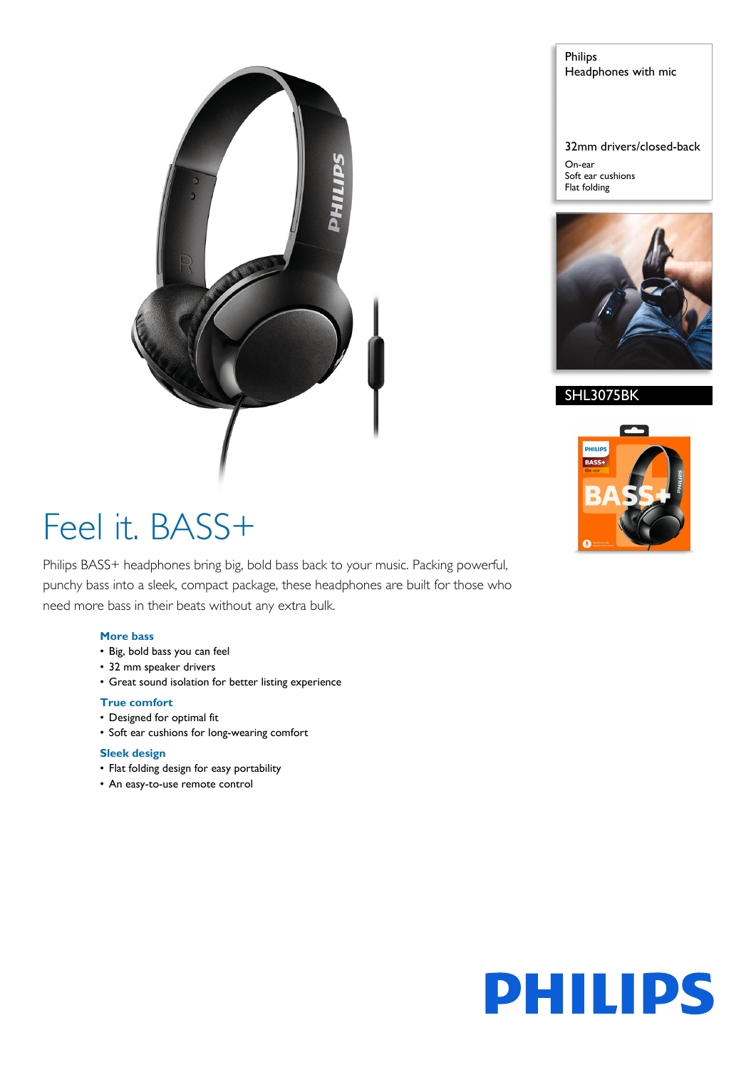Philips
Headphones with mic

32mm drivers/closed-back

On-ear
Soft ear cushions
Flat folding

SHL3075BK

# Feel it. BASS+

Philips BASS+ headphones bring big, bold bass back to your music. Packing powerful, punchy bass into a sleek, compact package, these headphones are built for those who need more bass in their beats without any extra bulk.

### More bass

- Big, bold bass you can feel
- 32 mm speaker drivers
- Great sound isolation for better listing experience

### True comfort

- Designed for optimal fit
- Soft ear cushions for long-wearing comfort

### Sleek design

- Flat folding design for easy portability
- An easy-to-use remote control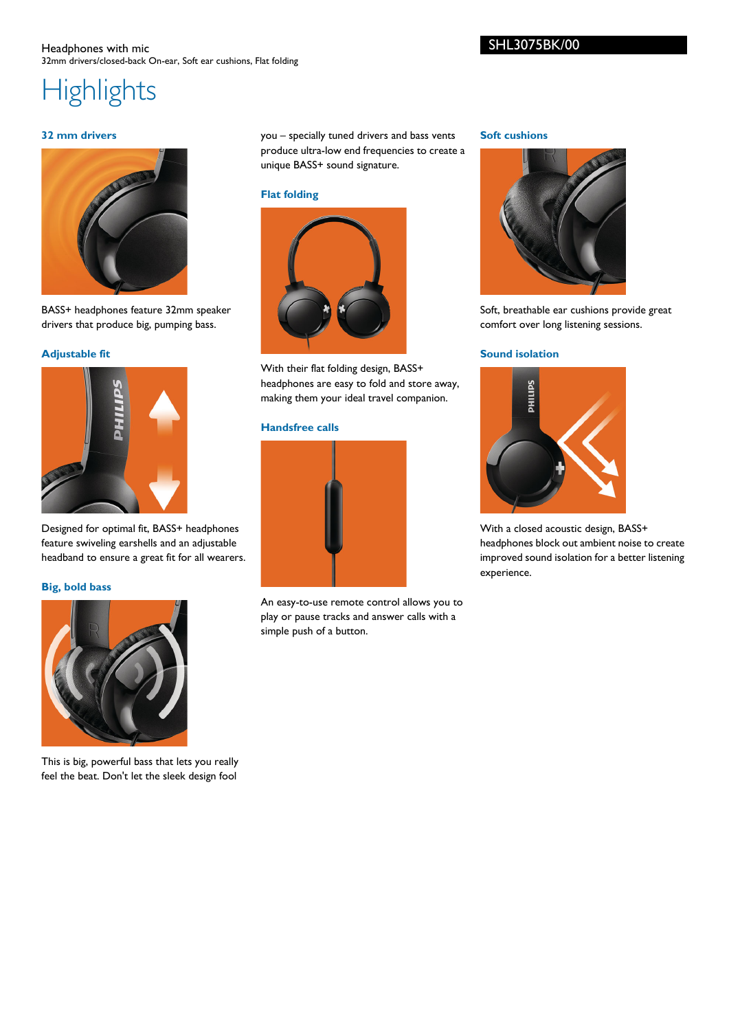Headphones with mic
32mm drivers/closed-back On-ear, Soft ear cushions, Flat folding

SHL3075BK/00

# Highlights

### 32 mm drivers

BASS+ headphones feature 32mm speaker drivers that produce big, pumping bass.

### Adjustable fit

Designed for optimal fit, BASS+ headphones feature swiveling earshells and an adjustable headband to ensure a great fit for all wearers.

### Big, bold bass

This is big, powerful bass that lets you really feel the beat. Don't let the sleek design fool you – specially tuned drivers and bass vents produce ultra-low end frequencies to create a unique BASS+ sound signature.

### Flat folding

With their flat folding design, BASS+ headphones are easy to fold and store away, making them your ideal travel companion.

### Handsfree calls

An easy-to-use remote control allows you to play or pause tracks and answer calls with a simple push of a button.

### Soft cushions

Soft, breathable ear cushions provide great comfort over long listening sessions.

### Sound isolation

With a closed acoustic design, BASS+ headphones block out ambient noise to create improved sound isolation for a better listening experience.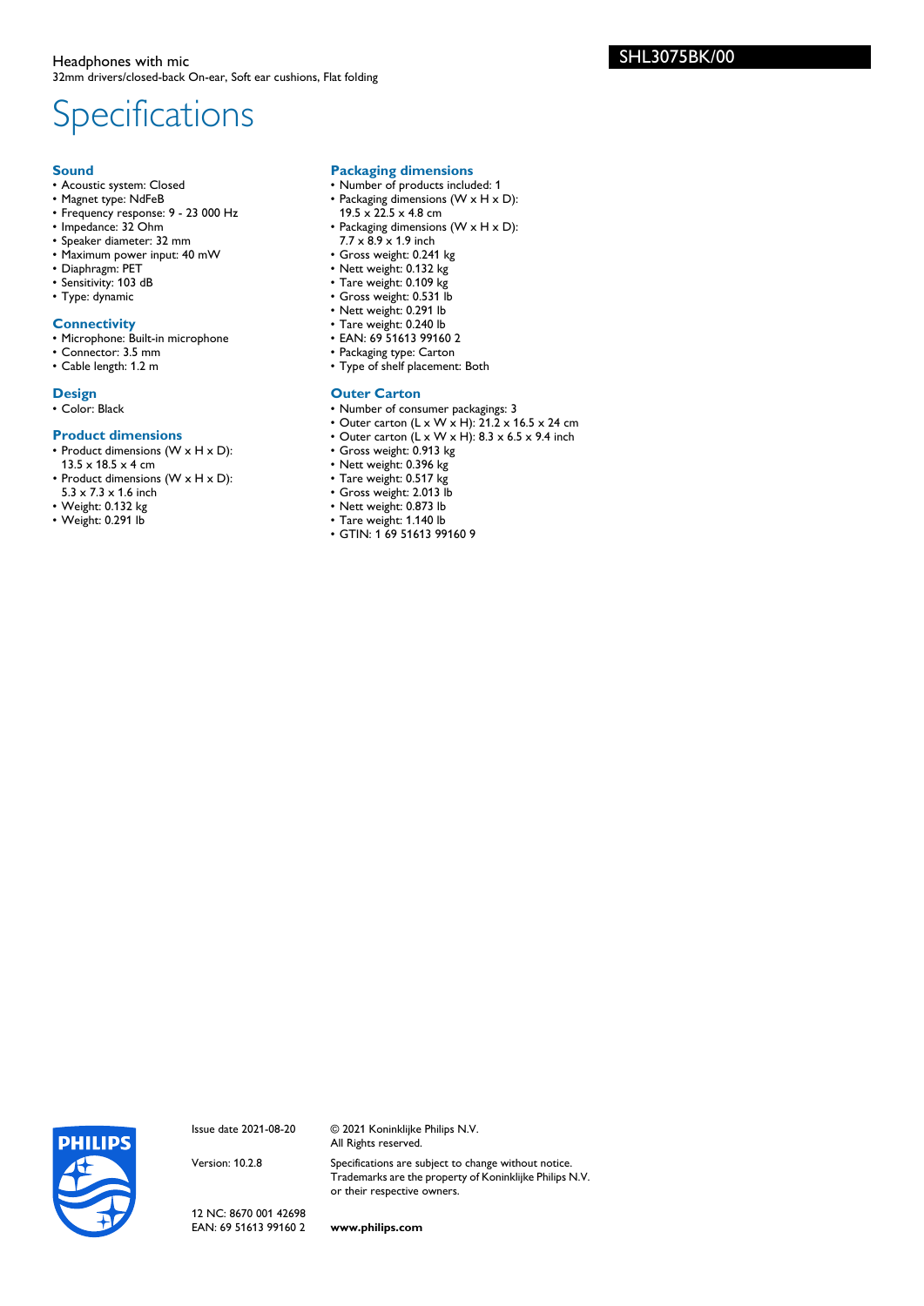Headphones with mic
32mm drivers/closed-back On-ear, Soft ear cushions, Flat folding

SHL3075BK/00

# Specifications

### Sound
- Acoustic system: Closed
- Magnet type: NdFeB
- Frequency response: 9 - 23 000 Hz
- Impedance: 32 Ohm
- Speaker diameter: 32 mm
- Maximum power input: 40 mW
- Diaphragm: PET
- Sensitivity: 103 dB
- Type: dynamic

### Connectivity
- Microphone: Built-in microphone
- Connector: 3.5 mm
- Cable length: 1.2 m

### Design
- Color: Black

### Product dimensions
- Product dimensions (W x H x D): 13.5 x 18.5 x 4 cm
- Product dimensions (W x H x D): 5.3 x 7.3 x 1.6 inch
- Weight: 0.132 kg
- Weight: 0.291 lb

### Packaging dimensions
- Number of products included: 1
- Packaging dimensions (W x H x D): 19.5 x 22.5 x 4.8 cm
- Packaging dimensions (W x H x D): 7.7 x 8.9 x 1.9 inch
- Gross weight: 0.241 kg
- Nett weight: 0.132 kg
- Tare weight: 0.109 kg
- Gross weight: 0.531 lb
- Nett weight: 0.291 lb
- Tare weight: 0.240 lb
- EAN: 69 51613 99160 2
- Packaging type: Carton
- Type of shelf placement: Both

### Outer Carton
- Number of consumer packagings: 3
- Outer carton (L x W x H): 21.2 x 16.5 x 24 cm
- Outer carton (L x W x H): 8.3 x 6.5 x 9.4 inch
- Gross weight: 0.913 kg
- Nett weight: 0.396 kg
- Tare weight: 0.517 kg
- Gross weight: 2.013 lb
- Nett weight: 0.873 lb
- Tare weight: 1.140 lb
- GTIN: 1 69 51613 99160 9

Issue date 2021-08-20

Version: 10.2.8

12 NC: 8670 001 42698
EAN: 69 51613 99160 2

© 2021 Koninklijke Philips N.V.
All Rights reserved.

Specifications are subject to change without notice. Trademarks are the property of Koninklijke Philips N.V. or their respective owners.

**www.philips.com**